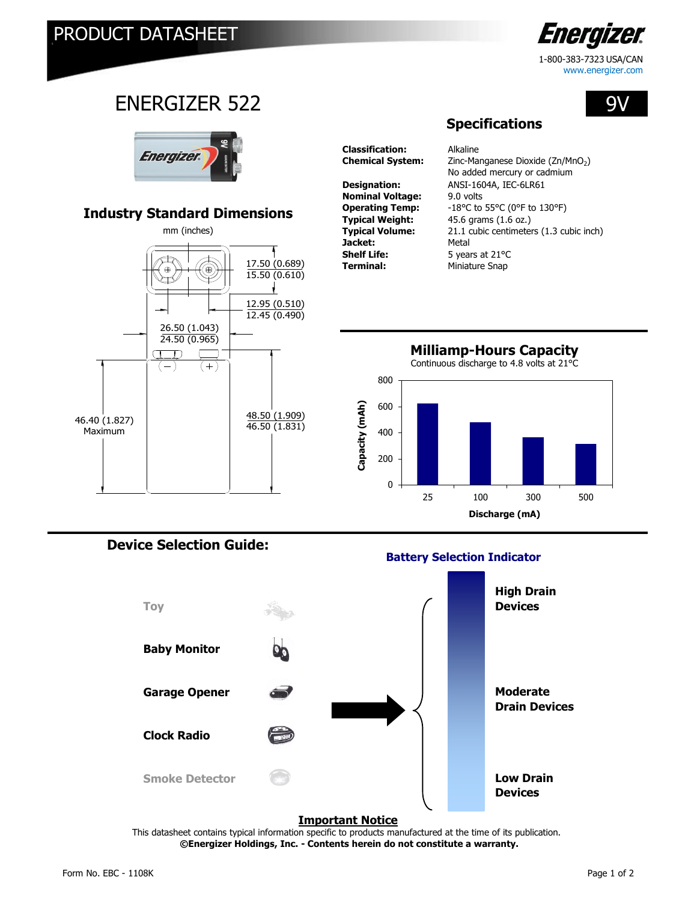# PRODUCT DATASHEET

Energizer

1-800-383-7323 USA/CAN
www.energizer.com

# ENERGIZER 522

9V

## Specifications

| | |
|---|---|
| **Classification:** | Alkaline |
| **Chemical System:** | Zinc-Manganese Dioxide ($Zn/MnO_2$) No added mercury or cadmium |
| **Designation:** | ANSI-1604A, IEC-6LR61 |
| **Nominal Voltage:** | 9.0 volts |
| **Operating Temp:** | -18°C to 55°C (0°F to 130°F) |
| **Typical Weight:** | 45.6 grams (1.6 oz.) |
| **Typical Volume:** | 21.1 cubic centimeters (1.3 cubic inch) |
| **Jacket:** | Metal |
| **Shelf Life:** | 5 years at 21°C |
| **Terminal:** | Miniature Snap |

## Industry Standard Dimensions

mm (inches)

- 17.50 (0.689) / 15.50 (0.610)
- 12.95 (0.510) / 12.45 (0.490)
- 26.50 (1.043) / 24.50 (0.965)
- 46.40 (1.827) Maximum
- 48.50 (1.909) / 46.50 (1.831)

## Milliamp-Hours Capacity

Continuous discharge to 4.8 volts at 21°C

| Discharge (mA) | Capacity (mAh) |
|---|---|
| 25 | ~625 |
| 100 | ~480 |
| 300 | ~365 |
| 500 | ~315 |

## Device Selection Guide:

**Battery Selection Indicator**

- Toy — High Drain Devices
- **Baby Monitor**
- **Garage Opener** — Moderate Drain Devices
- **Clock Radio**
- Smoke Detector — Low Drain Devices

**Important Notice**

This datasheet contains typical information specific to products manufactured at the time of its publication.
**©Energizer Holdings, Inc. - Contents herein do not constitute a warranty.**

Form No. EBC - 1108K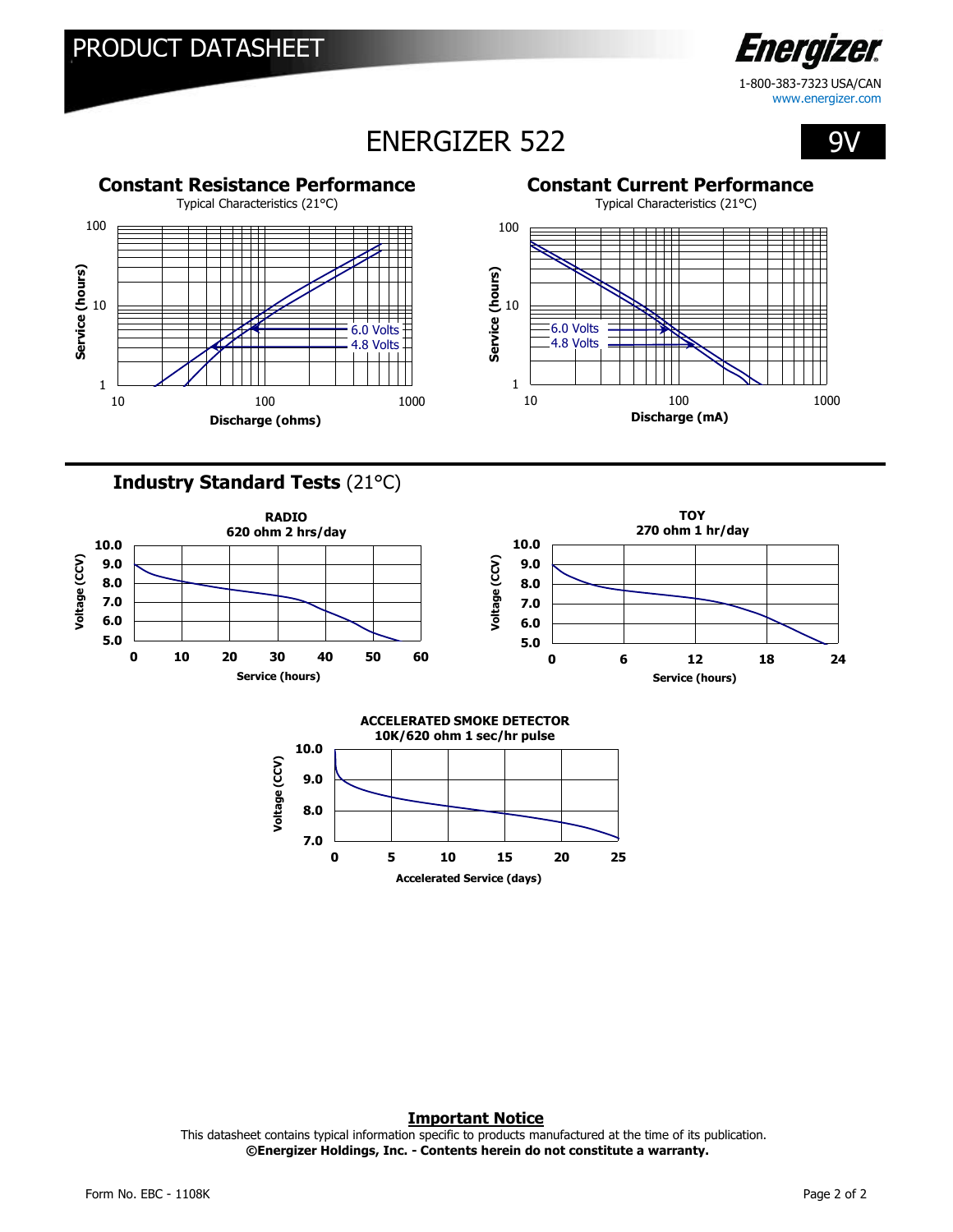PRODUCT DATASHEET

Energizer

1-800-383-7323 USA/CAN
www.energizer.com

# ENERGIZER 522

9V

## Constant Resistance Performance

Typical Characteristics (21°C)

Service (hours)

100
10
1

10
100
1000

Discharge (ohms)

6.0 Volts
4.8 Volts

## Constant Current Performance

Typical Characteristics (21°C)

Service (hours)

100
10
1

10
100
1000

Discharge (mA)

6.0 Volts
4.8 Volts

## Industry Standard Tests (21°C)

**RADIO**
**620 ohm 2 hrs/day**

Voltage (CCV)

10.0
9.0
8.0
7.0
6.0
5.0

0
10
20
30
40
50
60

Service (hours)

**TOY**
**270 ohm 1 hr/day**

Voltage (CCV)

10.0
9.0
8.0
7.0
6.0
5.0

0
6
12
18
24

Service (hours)

**ACCELERATED SMOKE DETECTOR**
**10K/620 ohm 1 sec/hr pulse**

Voltage (CCV)

10.0
9.0
8.0
7.0

0
5
10
15
20
25

Accelerated Service (days)

**Important Notice**

This datasheet contains typical information specific to products manufactured at the time of its publication.
**©Energizer Holdings, Inc. - Contents herein do not constitute a warranty.**

Form No. EBC - 1108K